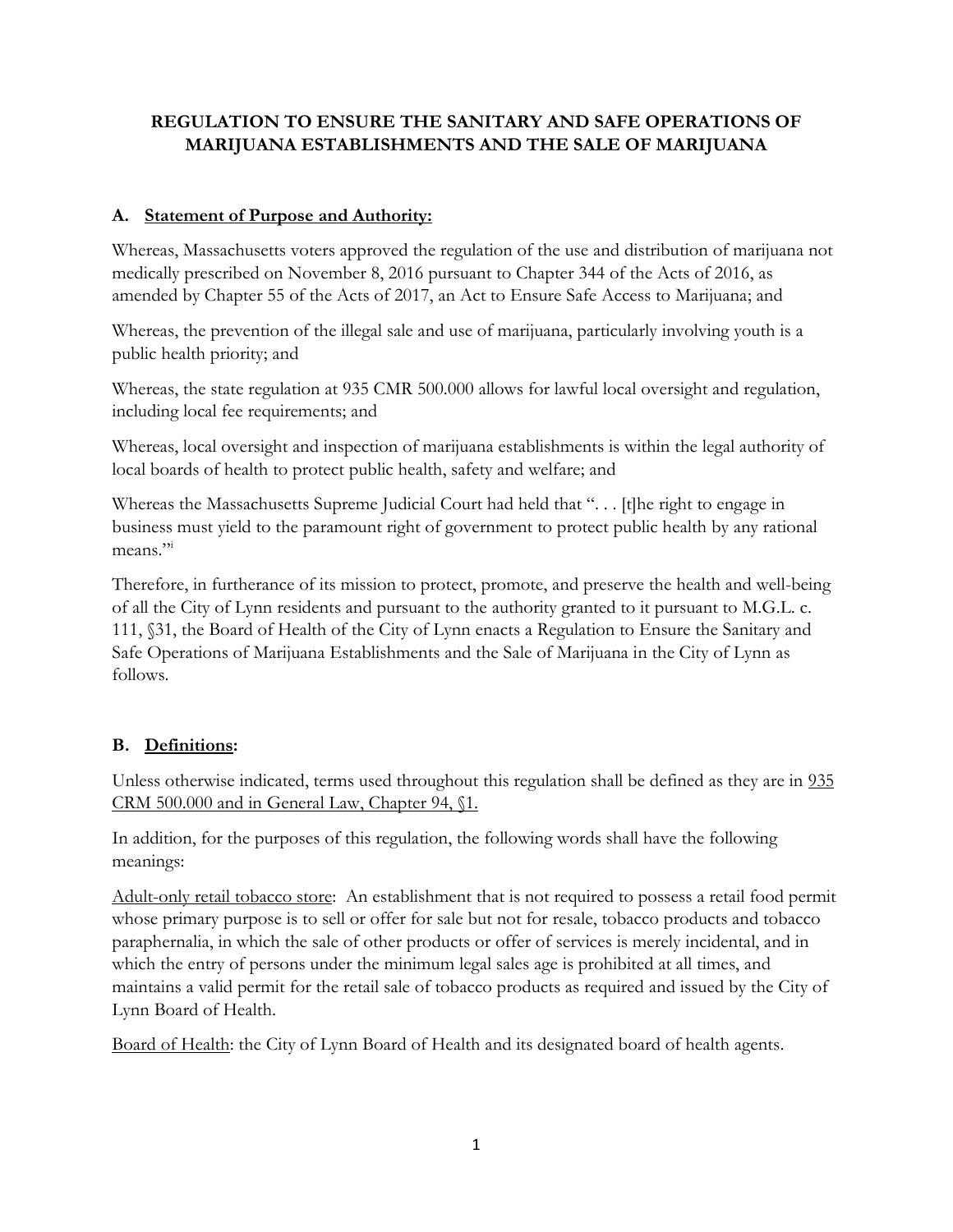# REGULATION TO ENSURE THE SANITARY AND SAFE OPERATIONS OF MARIJUANA ESTABLISHMENTS AND THE SALE OF MARIJUANA

## A. Statement of Purpose and Authority:

Whereas, Massachusetts voters approved the regulation of the use and distribution of marijuana not medically prescribed on November 8, 2016 pursuant to Chapter 344 of the Acts of 2016, as amended by Chapter 55 of the Acts of 2017, an Act to Ensure Safe Access to Marijuana; and

Whereas, the prevention of the illegal sale and use of marijuana, particularly involving youth is a public health priority; and

Whereas, the state regulation at 935 CMR 500.000 allows for lawful local oversight and regulation, including local fee requirements; and

Whereas, local oversight and inspection of marijuana establishments is within the legal authority of local boards of health to protect public health, safety and welfare; and

Whereas the Massachusetts Supreme Judicial Court had held that ". . . [t]he right to engage in business must yield to the paramount right of government to protect public health by any rational means."[i]

Therefore, in furtherance of its mission to protect, promote, and preserve the health and well-being of all the City of Lynn residents and pursuant to the authority granted to it pursuant to M.G.L. c. 111, §31, the Board of Health of the City of Lynn enacts a Regulation to Ensure the Sanitary and Safe Operations of Marijuana Establishments and the Sale of Marijuana in the City of Lynn as follows.

## B. Definitions:

Unless otherwise indicated, terms used throughout this regulation shall be defined as they are in 935 CRM 500.000 and in General Law, Chapter 94, §1.

In addition, for the purposes of this regulation, the following words shall have the following meanings:

Adult-only retail tobacco store: An establishment that is not required to possess a retail food permit whose primary purpose is to sell or offer for sale but not for resale, tobacco products and tobacco paraphernalia, in which the sale of other products or offer of services is merely incidental, and in which the entry of persons under the minimum legal sales age is prohibited at all times, and maintains a valid permit for the retail sale of tobacco products as required and issued by the City of Lynn Board of Health.

Board of Health: the City of Lynn Board of Health and its designated board of health agents.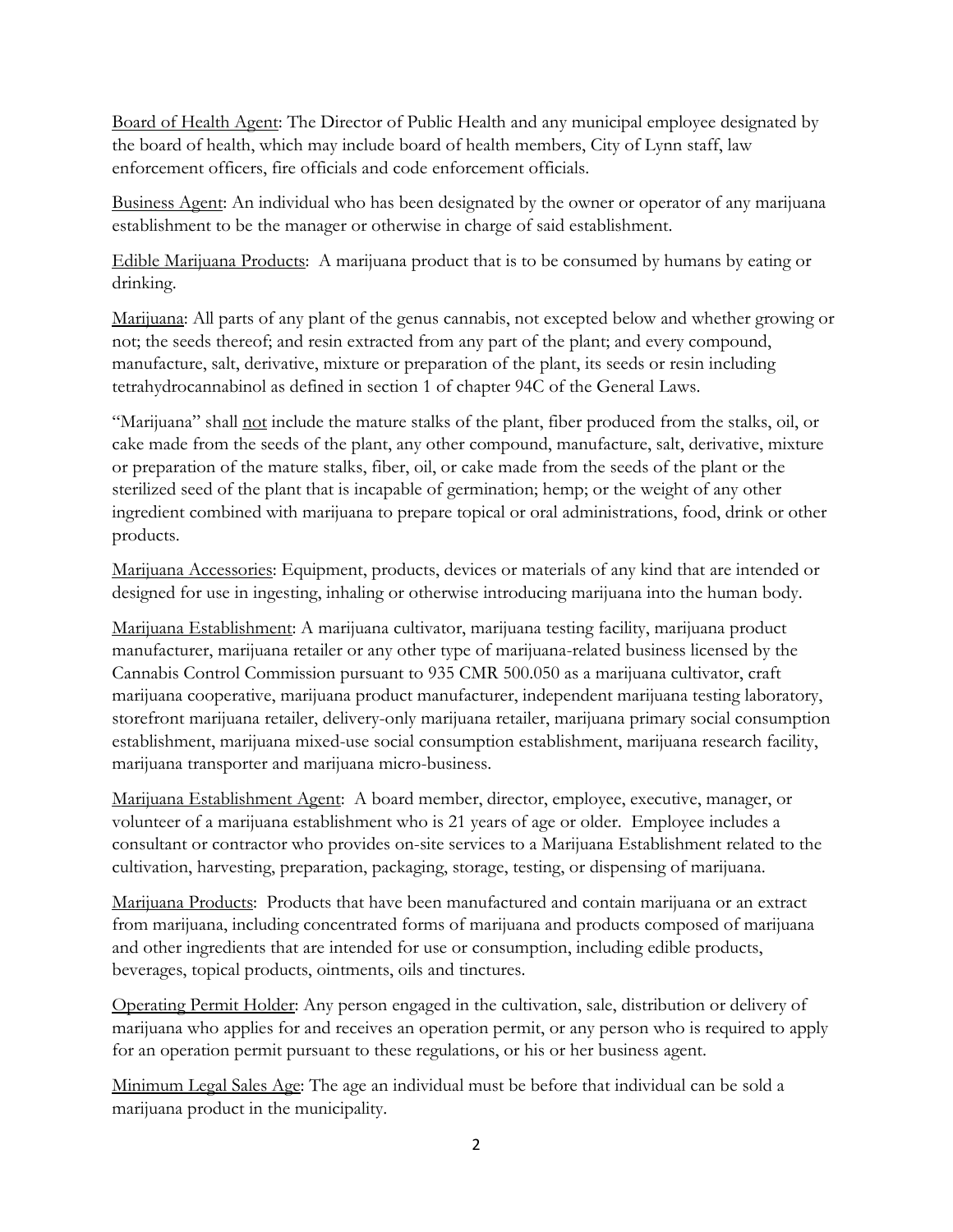<u>Board of Health Agent</u>: The Director of Public Health and any municipal employee designated by the board of health, which may include board of health members, City of Lynn staff, law enforcement officers, fire officials and code enforcement officials.

<u>Business Agent</u>: An individual who has been designated by the owner or operator of any marijuana establishment to be the manager or otherwise in charge of said establishment.

<u>Edible Marijuana Products</u>: A marijuana product that is to be consumed by humans by eating or drinking.

<u>Marijuana</u>: All parts of any plant of the genus cannabis, not excepted below and whether growing or not; the seeds thereof; and resin extracted from any part of the plant; and every compound, manufacture, salt, derivative, mixture or preparation of the plant, its seeds or resin including tetrahydrocannabinol as defined in section 1 of chapter 94C of the General Laws.

"Marijuana" shall <u>not</u> include the mature stalks of the plant, fiber produced from the stalks, oil, or cake made from the seeds of the plant, any other compound, manufacture, salt, derivative, mixture or preparation of the mature stalks, fiber, oil, or cake made from the seeds of the plant or the sterilized seed of the plant that is incapable of germination; hemp; or the weight of any other ingredient combined with marijuana to prepare topical or oral administrations, food, drink or other products.

<u>Marijuana Accessories</u>: Equipment, products, devices or materials of any kind that are intended or designed for use in ingesting, inhaling or otherwise introducing marijuana into the human body.

<u>Marijuana Establishment</u>: A marijuana cultivator, marijuana testing facility, marijuana product manufacturer, marijuana retailer or any other type of marijuana-related business licensed by the Cannabis Control Commission pursuant to 935 CMR 500.050 as a marijuana cultivator, craft marijuana cooperative, marijuana product manufacturer, independent marijuana testing laboratory, storefront marijuana retailer, delivery-only marijuana retailer, marijuana primary social consumption establishment, marijuana mixed-use social consumption establishment, marijuana research facility, marijuana transporter and marijuana micro-business.

<u>Marijuana Establishment Agent</u>: A board member, director, employee, executive, manager, or volunteer of a marijuana establishment who is 21 years of age or older. Employee includes a consultant or contractor who provides on-site services to a Marijuana Establishment related to the cultivation, harvesting, preparation, packaging, storage, testing, or dispensing of marijuana.

<u>Marijuana Products</u>: Products that have been manufactured and contain marijuana or an extract from marijuana, including concentrated forms of marijuana and products composed of marijuana and other ingredients that are intended for use or consumption, including edible products, beverages, topical products, ointments, oils and tinctures.

<u>Operating Permit Holder</u>: Any person engaged in the cultivation, sale, distribution or delivery of marijuana who applies for and receives an operation permit, or any person who is required to apply for an operation permit pursuant to these regulations, or his or her business agent.

<u>Minimum Legal Sales Age</u>: The age an individual must be before that individual can be sold a marijuana product in the municipality.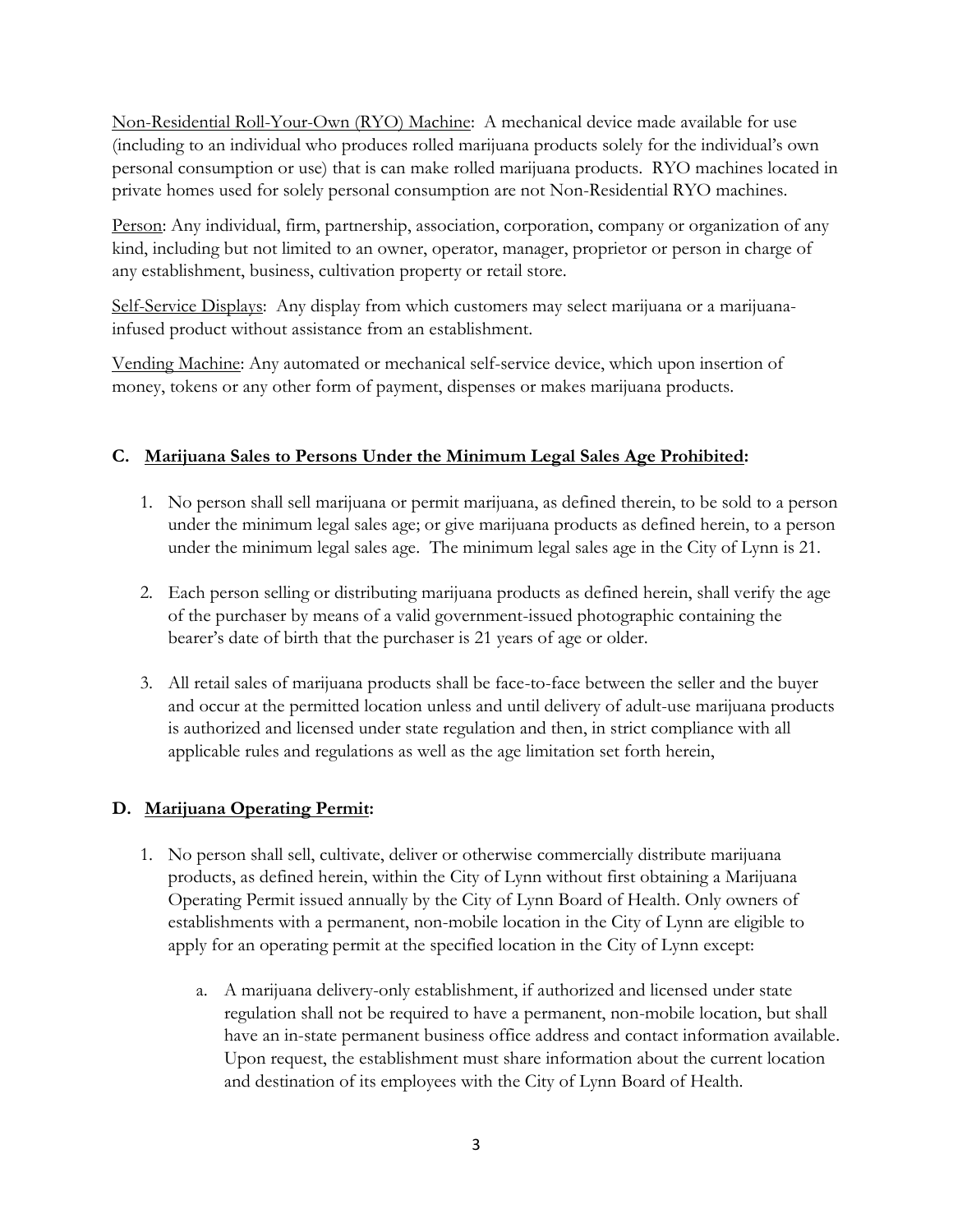<u>Non-Residential Roll-Your-Own (RYO) Machine</u>: A mechanical device made available for use (including to an individual who produces rolled marijuana products solely for the individual's own personal consumption or use) that is can make rolled marijuana products. RYO machines located in private homes used for solely personal consumption are not Non-Residential RYO machines.

<u>Person</u>: Any individual, firm, partnership, association, corporation, company or organization of any kind, including but not limited to an owner, operator, manager, proprietor or person in charge of any establishment, business, cultivation property or retail store.

<u>Self-Service Displays</u>: Any display from which customers may select marijuana or a marijuana-infused product without assistance from an establishment.

<u>Vending Machine</u>: Any automated or mechanical self-service device, which upon insertion of money, tokens or any other form of payment, dispenses or makes marijuana products.

**C. <u>Marijuana Sales to Persons Under the Minimum Legal Sales Age Prohibited</u>:**

1. No person shall sell marijuana or permit marijuana, as defined therein, to be sold to a person under the minimum legal sales age; or give marijuana products as defined herein, to a person under the minimum legal sales age. The minimum legal sales age in the City of Lynn is 21.

2. Each person selling or distributing marijuana products as defined herein, shall verify the age of the purchaser by means of a valid government-issued photographic containing the bearer's date of birth that the purchaser is 21 years of age or older.

3. All retail sales of marijuana products shall be face-to-face between the seller and the buyer and occur at the permitted location unless and until delivery of adult-use marijuana products is authorized and licensed under state regulation and then, in strict compliance with all applicable rules and regulations as well as the age limitation set forth herein,

**D. <u>Marijuana Operating Permit</u>:**

1. No person shall sell, cultivate, deliver or otherwise commercially distribute marijuana products, as defined herein, within the City of Lynn without first obtaining a Marijuana Operating Permit issued annually by the City of Lynn Board of Health. Only owners of establishments with a permanent, non-mobile location in the City of Lynn are eligible to apply for an operating permit at the specified location in the City of Lynn except:

   a. A marijuana delivery-only establishment, if authorized and licensed under state regulation shall not be required to have a permanent, non-mobile location, but shall have an in-state permanent business office address and contact information available. Upon request, the establishment must share information about the current location and destination of its employees with the City of Lynn Board of Health.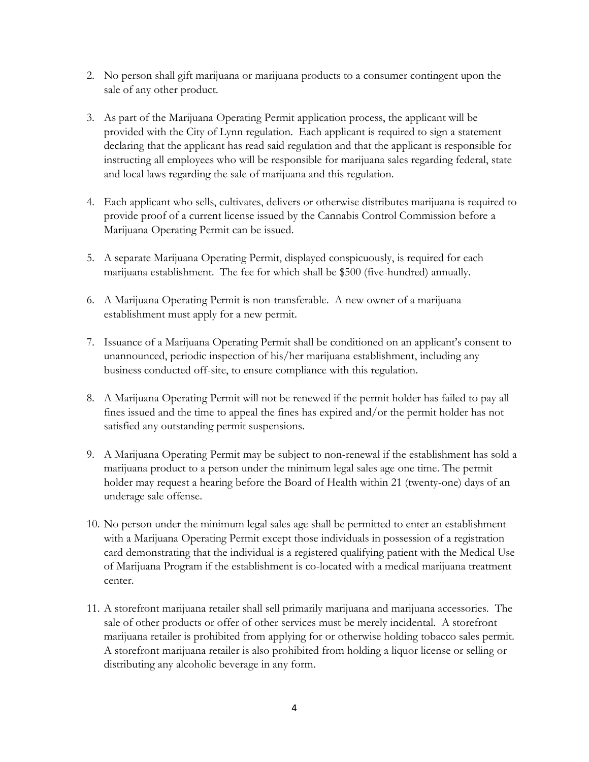2. No person shall gift marijuana or marijuana products to a consumer contingent upon the sale of any other product.

3. As part of the Marijuana Operating Permit application process, the applicant will be provided with the City of Lynn regulation. Each applicant is required to sign a statement declaring that the applicant has read said regulation and that the applicant is responsible for instructing all employees who will be responsible for marijuana sales regarding federal, state and local laws regarding the sale of marijuana and this regulation.

4. Each applicant who sells, cultivates, delivers or otherwise distributes marijuana is required to provide proof of a current license issued by the Cannabis Control Commission before a Marijuana Operating Permit can be issued.

5. A separate Marijuana Operating Permit, displayed conspicuously, is required for each marijuana establishment. The fee for which shall be $500 (five-hundred) annually.

6. A Marijuana Operating Permit is non-transferable. A new owner of a marijuana establishment must apply for a new permit.

7. Issuance of a Marijuana Operating Permit shall be conditioned on an applicant's consent to unannounced, periodic inspection of his/her marijuana establishment, including any business conducted off-site, to ensure compliance with this regulation.

8. A Marijuana Operating Permit will not be renewed if the permit holder has failed to pay all fines issued and the time to appeal the fines has expired and/or the permit holder has not satisfied any outstanding permit suspensions.

9. A Marijuana Operating Permit may be subject to non-renewal if the establishment has sold a marijuana product to a person under the minimum legal sales age one time. The permit holder may request a hearing before the Board of Health within 21 (twenty-one) days of an underage sale offense.

10. No person under the minimum legal sales age shall be permitted to enter an establishment with a Marijuana Operating Permit except those individuals in possession of a registration card demonstrating that the individual is a registered qualifying patient with the Medical Use of Marijuana Program if the establishment is co-located with a medical marijuana treatment center.

11. A storefront marijuana retailer shall sell primarily marijuana and marijuana accessories. The sale of other products or offer of other services must be merely incidental. A storefront marijuana retailer is prohibited from applying for or otherwise holding tobacco sales permit. A storefront marijuana retailer is also prohibited from holding a liquor license or selling or distributing any alcoholic beverage in any form.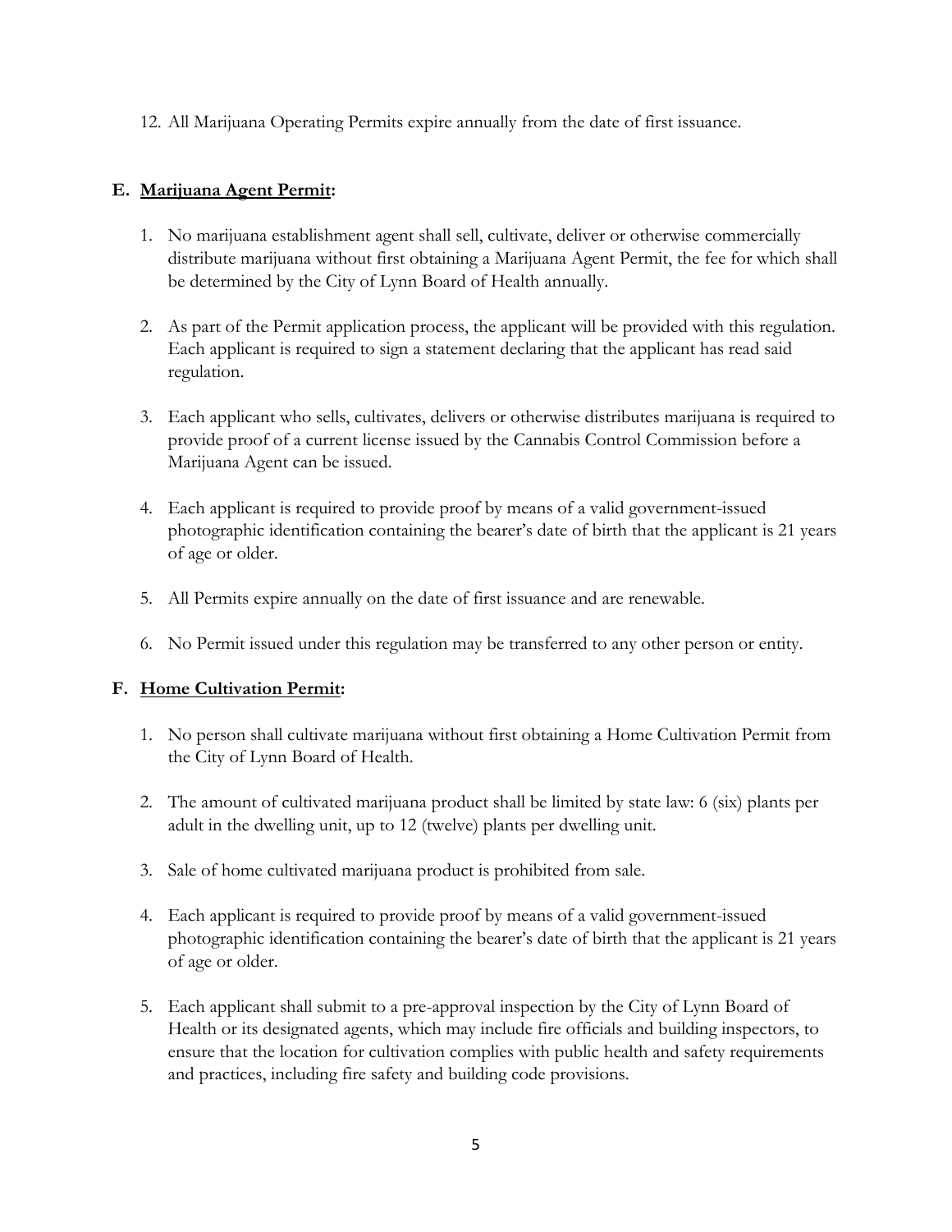12. All Marijuana Operating Permits expire annually from the date of first issuance.

**E. <u>Marijuana Agent Permit</u>:**

1. No marijuana establishment agent shall sell, cultivate, deliver or otherwise commercially distribute marijuana without first obtaining a Marijuana Agent Permit, the fee for which shall be determined by the City of Lynn Board of Health annually.

2. As part of the Permit application process, the applicant will be provided with this regulation. Each applicant is required to sign a statement declaring that the applicant has read said regulation.

3. Each applicant who sells, cultivates, delivers or otherwise distributes marijuana is required to provide proof of a current license issued by the Cannabis Control Commission before a Marijuana Agent can be issued.

4. Each applicant is required to provide proof by means of a valid government-issued photographic identification containing the bearer's date of birth that the applicant is 21 years of age or older.

5. All Permits expire annually on the date of first issuance and are renewable.

6. No Permit issued under this regulation may be transferred to any other person or entity.

**F. <u>Home Cultivation Permit</u>:**

1. No person shall cultivate marijuana without first obtaining a Home Cultivation Permit from the City of Lynn Board of Health.

2. The amount of cultivated marijuana product shall be limited by state law: 6 (six) plants per adult in the dwelling unit, up to 12 (twelve) plants per dwelling unit.

3. Sale of home cultivated marijuana product is prohibited from sale.

4. Each applicant is required to provide proof by means of a valid government-issued photographic identification containing the bearer's date of birth that the applicant is 21 years of age or older.

5. Each applicant shall submit to a pre-approval inspection by the City of Lynn Board of Health or its designated agents, which may include fire officials and building inspectors, to ensure that the location for cultivation complies with public health and safety requirements and practices, including fire safety and building code provisions.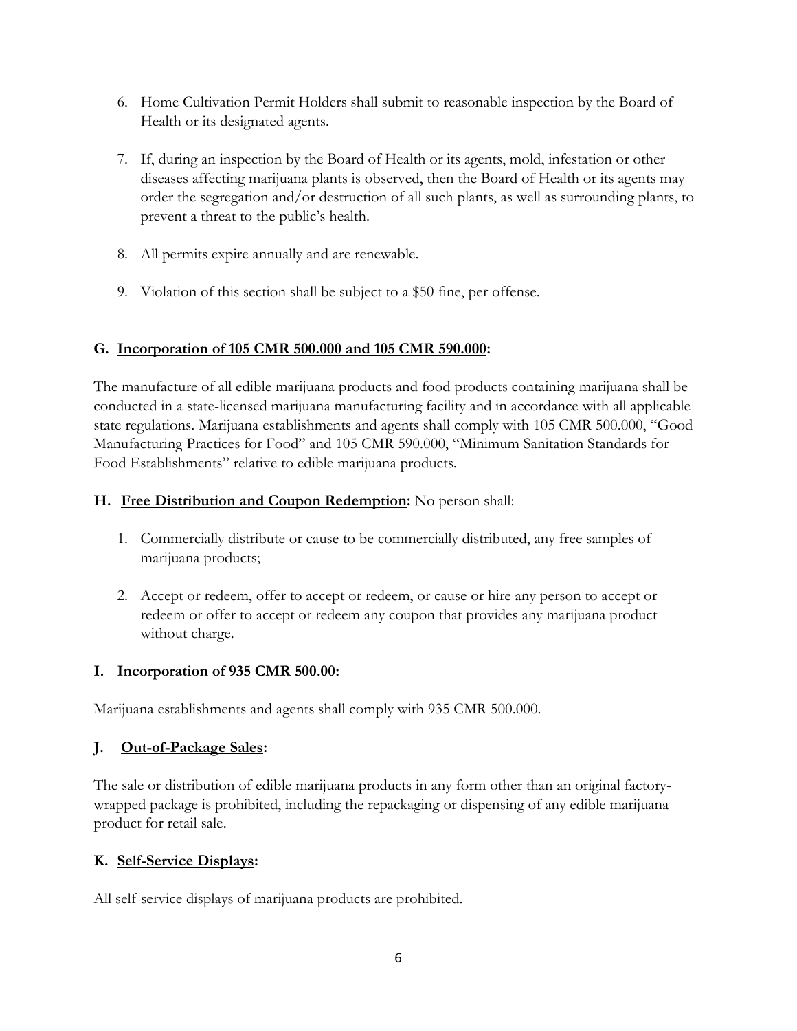6. Home Cultivation Permit Holders shall submit to reasonable inspection by the Board of Health or its designated agents.

7. If, during an inspection by the Board of Health or its agents, mold, infestation or other diseases affecting marijuana plants is observed, then the Board of Health or its agents may order the segregation and/or destruction of all such plants, as well as surrounding plants, to prevent a threat to the public's health.

8. All permits expire annually and are renewable.

9. Violation of this section shall be subject to a $50 fine, per offense.

**G. <u>Incorporation of 105 CMR 500.000 and 105 CMR 590.000</u>:**

The manufacture of all edible marijuana products and food products containing marijuana shall be conducted in a state-licensed marijuana manufacturing facility and in accordance with all applicable state regulations. Marijuana establishments and agents shall comply with 105 CMR 500.000, "Good Manufacturing Practices for Food" and 105 CMR 590.000, "Minimum Sanitation Standards for Food Establishments" relative to edible marijuana products.

**H. <u>Free Distribution and Coupon Redemption</u>:** No person shall:

1. Commercially distribute or cause to be commercially distributed, any free samples of marijuana products;

2. Accept or redeem, offer to accept or redeem, or cause or hire any person to accept or redeem or offer to accept or redeem any coupon that provides any marijuana product without charge.

**I. <u>Incorporation of 935 CMR 500.00</u>:**

Marijuana establishments and agents shall comply with 935 CMR 500.000.

**J. <u>Out-of-Package Sales</u>:**

The sale or distribution of edible marijuana products in any form other than an original factory-wrapped package is prohibited, including the repackaging or dispensing of any edible marijuana product for retail sale.

**K. <u>Self-Service Displays</u>:**

All self-service displays of marijuana products are prohibited.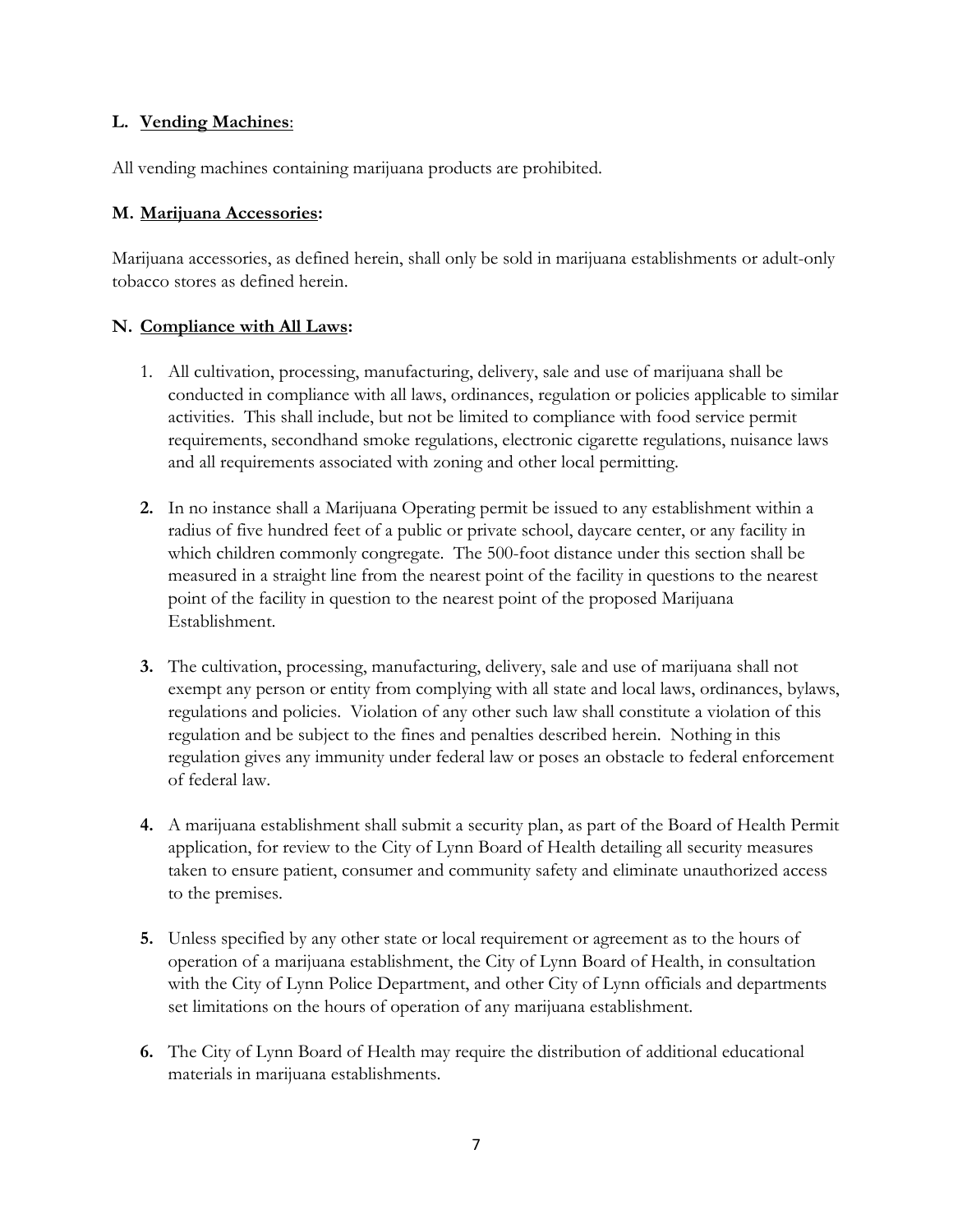**L. Vending Machines**:

All vending machines containing marijuana products are prohibited.

**M. Marijuana Accessories:**

Marijuana accessories, as defined herein, shall only be sold in marijuana establishments or adult-only tobacco stores as defined herein.

**N. Compliance with All Laws:**

1. All cultivation, processing, manufacturing, delivery, sale and use of marijuana shall be conducted in compliance with all laws, ordinances, regulation or policies applicable to similar activities. This shall include, but not be limited to compliance with food service permit requirements, secondhand smoke regulations, electronic cigarette regulations, nuisance laws and all requirements associated with zoning and other local permitting.

2. In no instance shall a Marijuana Operating permit be issued to any establishment within a radius of five hundred feet of a public or private school, daycare center, or any facility in which children commonly congregate. The 500-foot distance under this section shall be measured in a straight line from the nearest point of the facility in questions to the nearest point of the facility in question to the nearest point of the proposed Marijuana Establishment.

3. The cultivation, processing, manufacturing, delivery, sale and use of marijuana shall not exempt any person or entity from complying with all state and local laws, ordinances, bylaws, regulations and policies. Violation of any other such law shall constitute a violation of this regulation and be subject to the fines and penalties described herein. Nothing in this regulation gives any immunity under federal law or poses an obstacle to federal enforcement of federal law.

4. A marijuana establishment shall submit a security plan, as part of the Board of Health Permit application, for review to the City of Lynn Board of Health detailing all security measures taken to ensure patient, consumer and community safety and eliminate unauthorized access to the premises.

5. Unless specified by any other state or local requirement or agreement as to the hours of operation of a marijuana establishment, the City of Lynn Board of Health, in consultation with the City of Lynn Police Department, and other City of Lynn officials and departments set limitations on the hours of operation of any marijuana establishment.

6. The City of Lynn Board of Health may require the distribution of additional educational materials in marijuana establishments.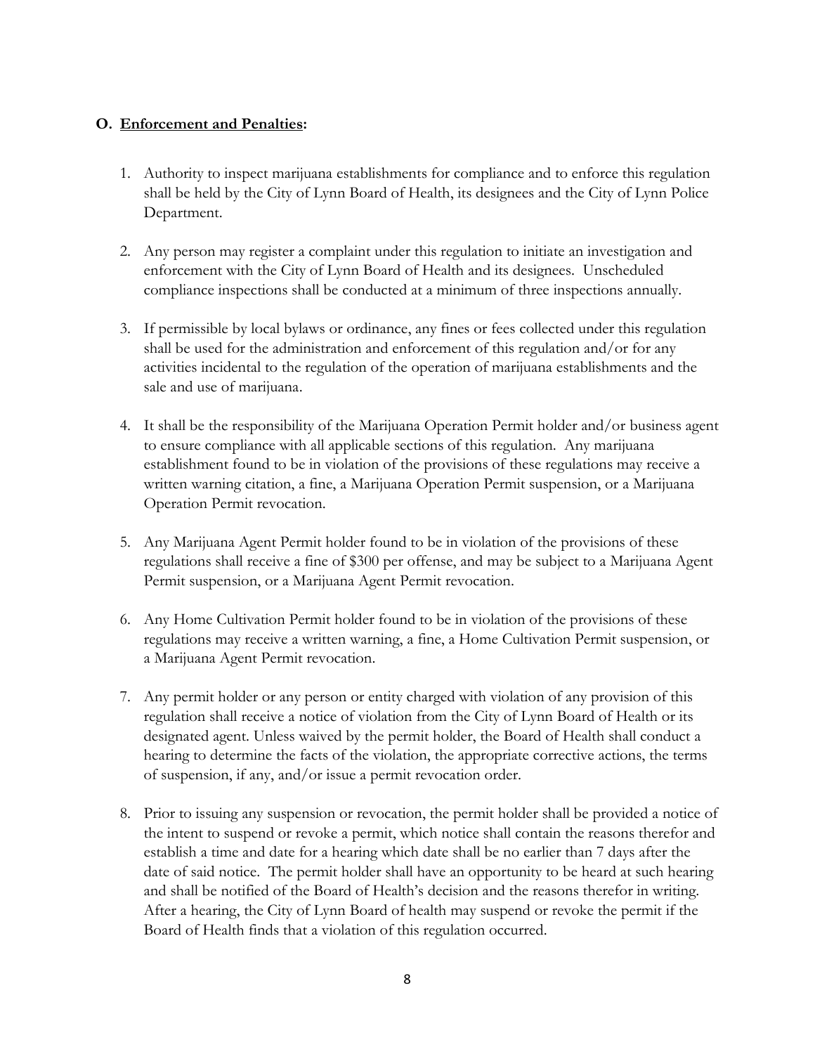**O. Enforcement and Penalties:**

1. Authority to inspect marijuana establishments for compliance and to enforce this regulation shall be held by the City of Lynn Board of Health, its designees and the City of Lynn Police Department.

2. Any person may register a complaint under this regulation to initiate an investigation and enforcement with the City of Lynn Board of Health and its designees. Unscheduled compliance inspections shall be conducted at a minimum of three inspections annually.

3. If permissible by local bylaws or ordinance, any fines or fees collected under this regulation shall be used for the administration and enforcement of this regulation and/or for any activities incidental to the regulation of the operation of marijuana establishments and the sale and use of marijuana.

4. It shall be the responsibility of the Marijuana Operation Permit holder and/or business agent to ensure compliance with all applicable sections of this regulation. Any marijuana establishment found to be in violation of the provisions of these regulations may receive a written warning citation, a fine, a Marijuana Operation Permit suspension, or a Marijuana Operation Permit revocation.

5. Any Marijuana Agent Permit holder found to be in violation of the provisions of these regulations shall receive a fine of $300 per offense, and may be subject to a Marijuana Agent Permit suspension, or a Marijuana Agent Permit revocation.

6. Any Home Cultivation Permit holder found to be in violation of the provisions of these regulations may receive a written warning, a fine, a Home Cultivation Permit suspension, or a Marijuana Agent Permit revocation.

7. Any permit holder or any person or entity charged with violation of any provision of this regulation shall receive a notice of violation from the City of Lynn Board of Health or its designated agent. Unless waived by the permit holder, the Board of Health shall conduct a hearing to determine the facts of the violation, the appropriate corrective actions, the terms of suspension, if any, and/or issue a permit revocation order.

8. Prior to issuing any suspension or revocation, the permit holder shall be provided a notice of the intent to suspend or revoke a permit, which notice shall contain the reasons therefor and establish a time and date for a hearing which date shall be no earlier than 7 days after the date of said notice. The permit holder shall have an opportunity to be heard at such hearing and shall be notified of the Board of Health's decision and the reasons therefor in writing. After a hearing, the City of Lynn Board of health may suspend or revoke the permit if the Board of Health finds that a violation of this regulation occurred.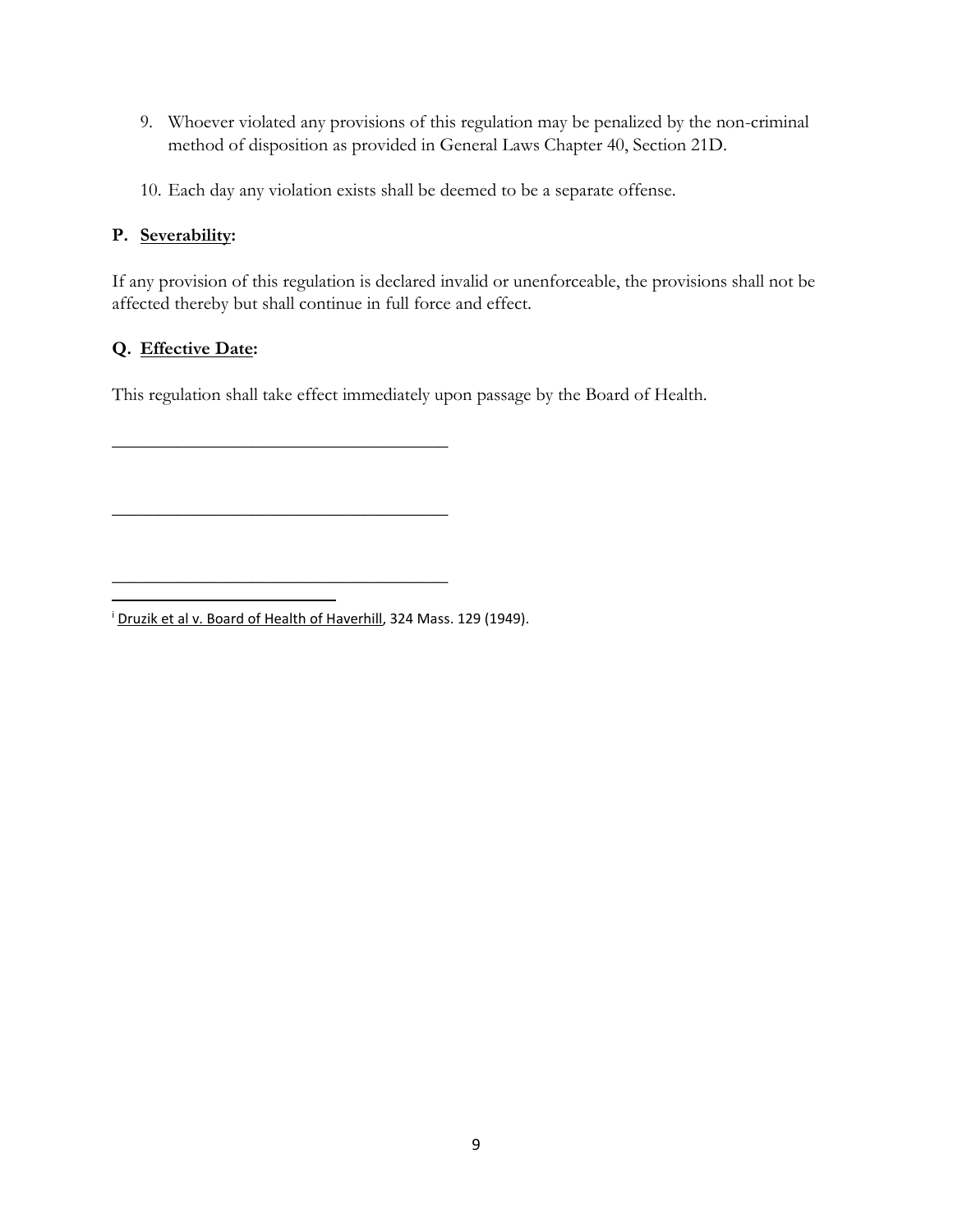9. Whoever violated any provisions of this regulation may be penalized by the non-criminal method of disposition as provided in General Laws Chapter 40, Section 21D.

10. Each day any violation exists shall be deemed to be a separate offense.

**P. Severability:**

If any provision of this regulation is declared invalid or unenforceable, the provisions shall not be affected thereby but shall continue in full force and effect.

**Q. Effective Date:**

This regulation shall take effect immediately upon passage by the Board of Health.

_____________________________________

_____________________________________

_____________________________________

[i] Druzik et al v. Board of Health of Haverhill, 324 Mass. 129 (1949).